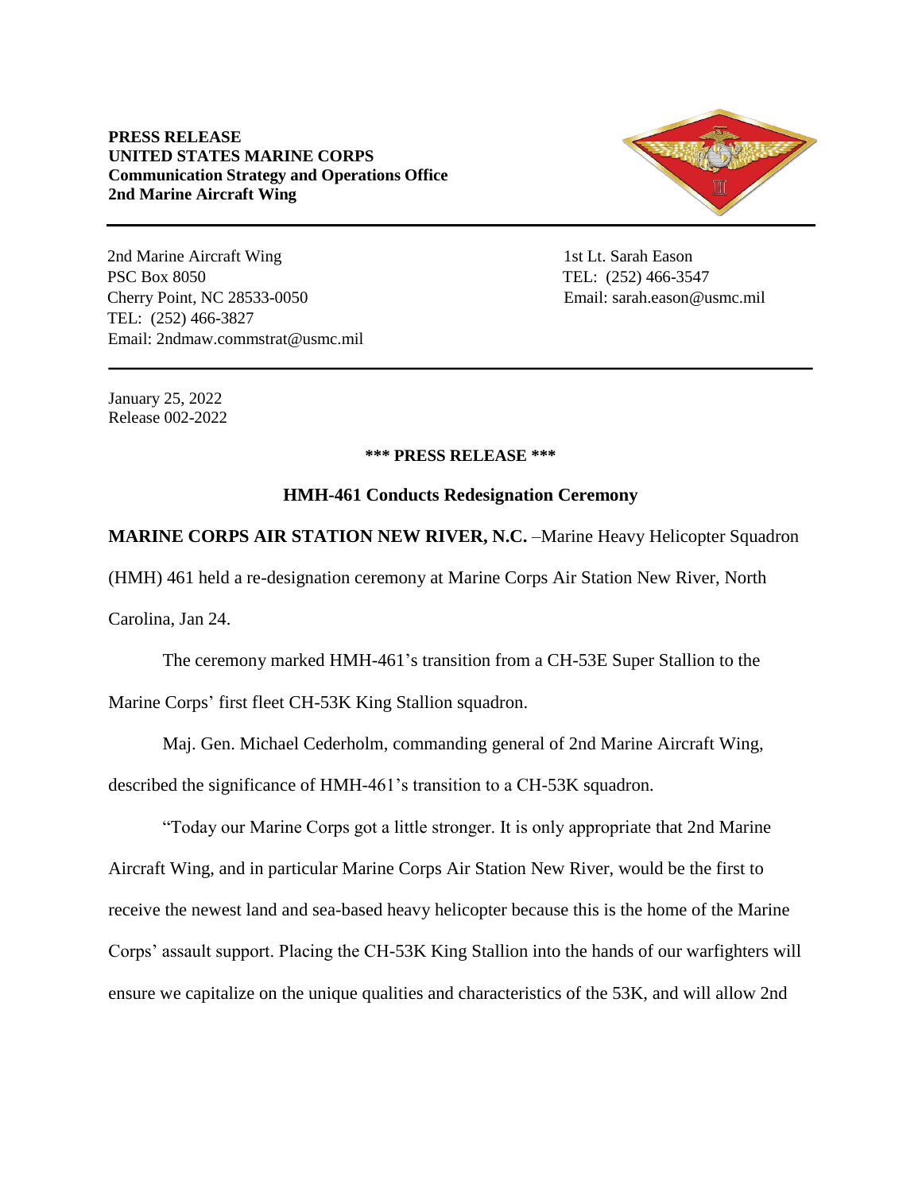**PRESS RELEASE**
**UNITED STATES MARINE CORPS**
**Communication Strategy and Operations Office**
**2nd Marine Aircraft Wing**

---

2nd Marine Aircraft Wing
PSC Box 8050
Cherry Point, NC 28533-0050
TEL: (252) 466-3827
Email: 2ndmaw.commstrat@usmc.mil

1st Lt. Sarah Eason
TEL: (252) 466-3547
Email: sarah.eason@usmc.mil

---

January 25, 2022
Release 002-2022

**\*\*\* PRESS RELEASE \*\*\***

**HMH-461 Conducts Redesignation Ceremony**

**MARINE CORPS AIR STATION NEW RIVER, N.C.** –Marine Heavy Helicopter Squadron (HMH) 461 held a re-designation ceremony at Marine Corps Air Station New River, North Carolina, Jan 24.

The ceremony marked HMH-461's transition from a CH-53E Super Stallion to the Marine Corps' first fleet CH-53K King Stallion squadron.

Maj. Gen. Michael Cederholm, commanding general of 2nd Marine Aircraft Wing, described the significance of HMH-461's transition to a CH-53K squadron.

"Today our Marine Corps got a little stronger. It is only appropriate that 2nd Marine Aircraft Wing, and in particular Marine Corps Air Station New River, would be the first to receive the newest land and sea-based heavy helicopter because this is the home of the Marine Corps' assault support. Placing the CH-53K King Stallion into the hands of our warfighters will ensure we capitalize on the unique qualities and characteristics of the 53K, and will allow 2nd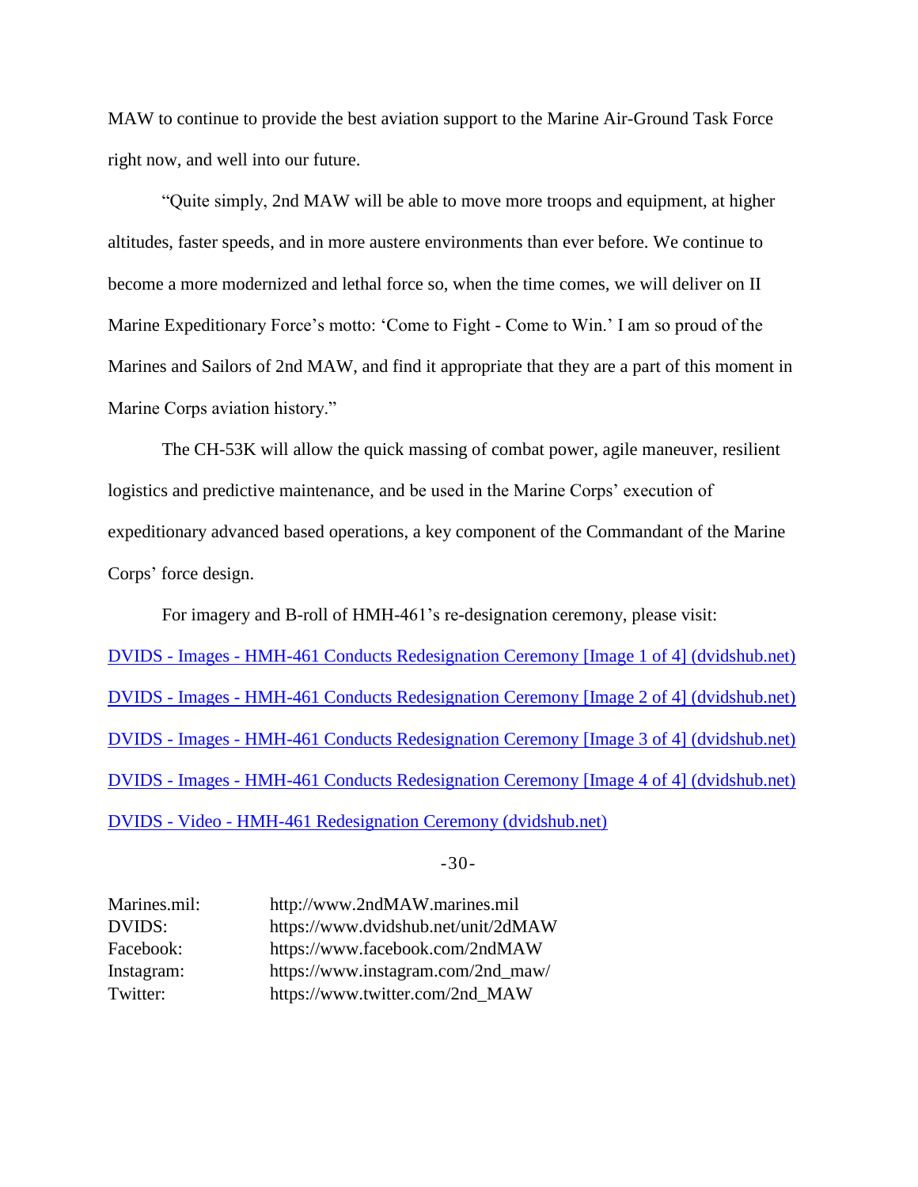MAW to continue to provide the best aviation support to the Marine Air-Ground Task Force right now, and well into our future.

"Quite simply, 2nd MAW will be able to move more troops and equipment, at higher altitudes, faster speeds, and in more austere environments than ever before. We continue to become a more modernized and lethal force so, when the time comes, we will deliver on II Marine Expeditionary Force's motto: 'Come to Fight - Come to Win.' I am so proud of the Marines and Sailors of 2nd MAW, and find it appropriate that they are a part of this moment in Marine Corps aviation history."

The CH-53K will allow the quick massing of combat power, agile maneuver, resilient logistics and predictive maintenance, and be used in the Marine Corps' execution of expeditionary advanced based operations, a key component of the Commandant of the Marine Corps' force design.

For imagery and B-roll of HMH-461's re-designation ceremony, please visit:

DVIDS - Images - HMH-461 Conducts Redesignation Ceremony [Image 1 of 4] (dvidshub.net)

DVIDS - Images - HMH-461 Conducts Redesignation Ceremony [Image 2 of 4] (dvidshub.net)

DVIDS - Images - HMH-461 Conducts Redesignation Ceremony [Image 3 of 4] (dvidshub.net)

DVIDS - Images - HMH-461 Conducts Redesignation Ceremony [Image 4 of 4] (dvidshub.net)

DVIDS - Video - HMH-461 Redesignation Ceremony (dvidshub.net)

-30-

| | |
|---|---|
| Marines.mil: | http://www.2ndMAW.marines.mil |
| DVIDS: | https://www.dvidshub.net/unit/2dMAW |
| Facebook: | https://www.facebook.com/2ndMAW |
| Instagram: | https://www.instagram.com/2nd_maw/ |
| Twitter: | https://www.twitter.com/2nd_MAW |